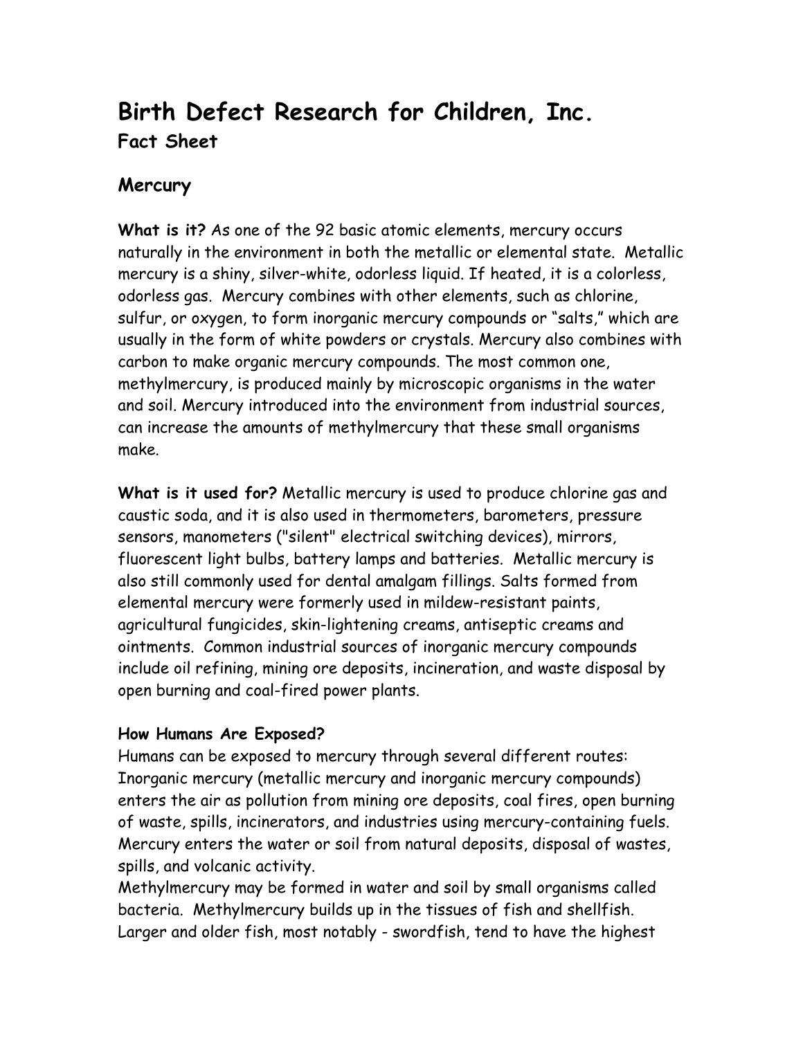# Birth Defect Research for Children, Inc.

## Fact Sheet

## Mercury

**What is it?** As one of the 92 basic atomic elements, mercury occurs naturally in the environment in both the metallic or elemental state. Metallic mercury is a shiny, silver-white, odorless liquid. If heated, it is a colorless, odorless gas. Mercury combines with other elements, such as chlorine, sulfur, or oxygen, to form inorganic mercury compounds or "salts," which are usually in the form of white powders or crystals. Mercury also combines with carbon to make organic mercury compounds. The most common one, methylmercury, is produced mainly by microscopic organisms in the water and soil. Mercury introduced into the environment from industrial sources, can increase the amounts of methylmercury that these small organisms make.

**What is it used for?** Metallic mercury is used to produce chlorine gas and caustic soda, and it is also used in thermometers, barometers, pressure sensors, manometers ("silent" electrical switching devices), mirrors, fluorescent light bulbs, battery lamps and batteries. Metallic mercury is also still commonly used for dental amalgam fillings. Salts formed from elemental mercury were formerly used in mildew-resistant paints, agricultural fungicides, skin-lightening creams, antiseptic creams and ointments. Common industrial sources of inorganic mercury compounds include oil refining, mining ore deposits, incineration, and waste disposal by open burning and coal-fired power plants.

**How Humans Are Exposed?**

Humans can be exposed to mercury through several different routes: Inorganic mercury (metallic mercury and inorganic mercury compounds) enters the air as pollution from mining ore deposits, coal fires, open burning of waste, spills, incinerators, and industries using mercury-containing fuels. Mercury enters the water or soil from natural deposits, disposal of wastes, spills, and volcanic activity.

Methylmercury may be formed in water and soil by small organisms called bacteria. Methylmercury builds up in the tissues of fish and shellfish. Larger and older fish, most notably - swordfish, tend to have the highest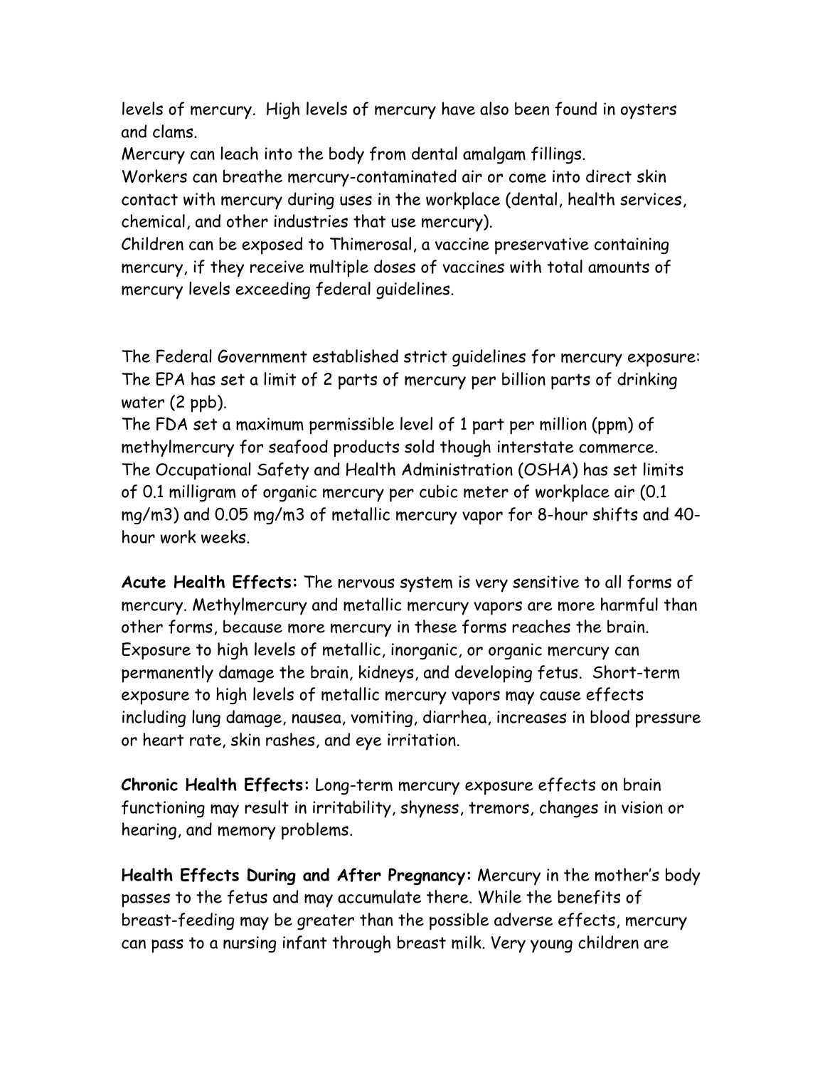levels of mercury. High levels of mercury have also been found in oysters and clams.

Mercury can leach into the body from dental amalgam fillings.

Workers can breathe mercury-contaminated air or come into direct skin contact with mercury during uses in the workplace (dental, health services, chemical, and other industries that use mercury).

Children can be exposed to Thimerosal, a vaccine preservative containing mercury, if they receive multiple doses of vaccines with total amounts of mercury levels exceeding federal guidelines.

The Federal Government established strict guidelines for mercury exposure:

The EPA has set a limit of 2 parts of mercury per billion parts of drinking water (2 ppb).

The FDA set a maximum permissible level of 1 part per million (ppm) of methylmercury for seafood products sold though interstate commerce.

The Occupational Safety and Health Administration (OSHA) has set limits of 0.1 milligram of organic mercury per cubic meter of workplace air (0.1 mg/m3) and 0.05 mg/m3 of metallic mercury vapor for 8-hour shifts and 40-hour work weeks.

**Acute Health Effects:** The nervous system is very sensitive to all forms of mercury. Methylmercury and metallic mercury vapors are more harmful than other forms, because more mercury in these forms reaches the brain. Exposure to high levels of metallic, inorganic, or organic mercury can permanently damage the brain, kidneys, and developing fetus. Short-term exposure to high levels of metallic mercury vapors may cause effects including lung damage, nausea, vomiting, diarrhea, increases in blood pressure or heart rate, skin rashes, and eye irritation.

**Chronic Health Effects:** Long-term mercury exposure effects on brain functioning may result in irritability, shyness, tremors, changes in vision or hearing, and memory problems.

**Health Effects During and After Pregnancy:** Mercury in the mother's body passes to the fetus and may accumulate there. While the benefits of breast-feeding may be greater than the possible adverse effects, mercury can pass to a nursing infant through breast milk. Very young children are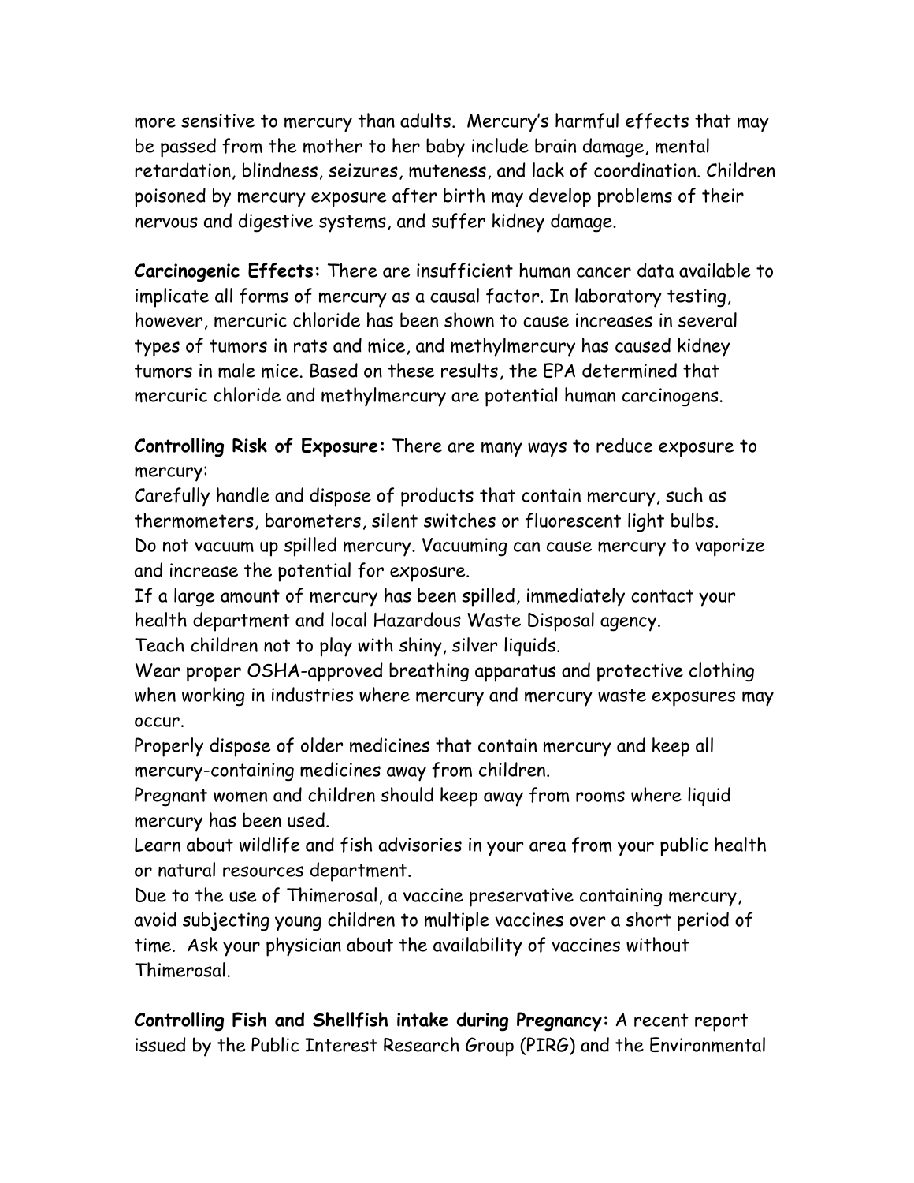more sensitive to mercury than adults. Mercury's harmful effects that may be passed from the mother to her baby include brain damage, mental retardation, blindness, seizures, muteness, and lack of coordination. Children poisoned by mercury exposure after birth may develop problems of their nervous and digestive systems, and suffer kidney damage.

**Carcinogenic Effects:** There are insufficient human cancer data available to implicate all forms of mercury as a causal factor. In laboratory testing, however, mercuric chloride has been shown to cause increases in several types of tumors in rats and mice, and methylmercury has caused kidney tumors in male mice. Based on these results, the EPA determined that mercuric chloride and methylmercury are potential human carcinogens.

**Controlling Risk of Exposure:** There are many ways to reduce exposure to mercury:

Carefully handle and dispose of products that contain mercury, such as thermometers, barometers, silent switches or fluorescent light bulbs.

Do not vacuum up spilled mercury. Vacuuming can cause mercury to vaporize and increase the potential for exposure.

If a large amount of mercury has been spilled, immediately contact your health department and local Hazardous Waste Disposal agency.

Teach children not to play with shiny, silver liquids.

Wear proper OSHA-approved breathing apparatus and protective clothing when working in industries where mercury and mercury waste exposures may occur.

Properly dispose of older medicines that contain mercury and keep all mercury-containing medicines away from children.

Pregnant women and children should keep away from rooms where liquid mercury has been used.

Learn about wildlife and fish advisories in your area from your public health or natural resources department.

Due to the use of Thimerosal, a vaccine preservative containing mercury, avoid subjecting young children to multiple vaccines over a short period of time. Ask your physician about the availability of vaccines without Thimerosal.

**Controlling Fish and Shellfish intake during Pregnancy:** A recent report issued by the Public Interest Research Group (PIRG) and the Environmental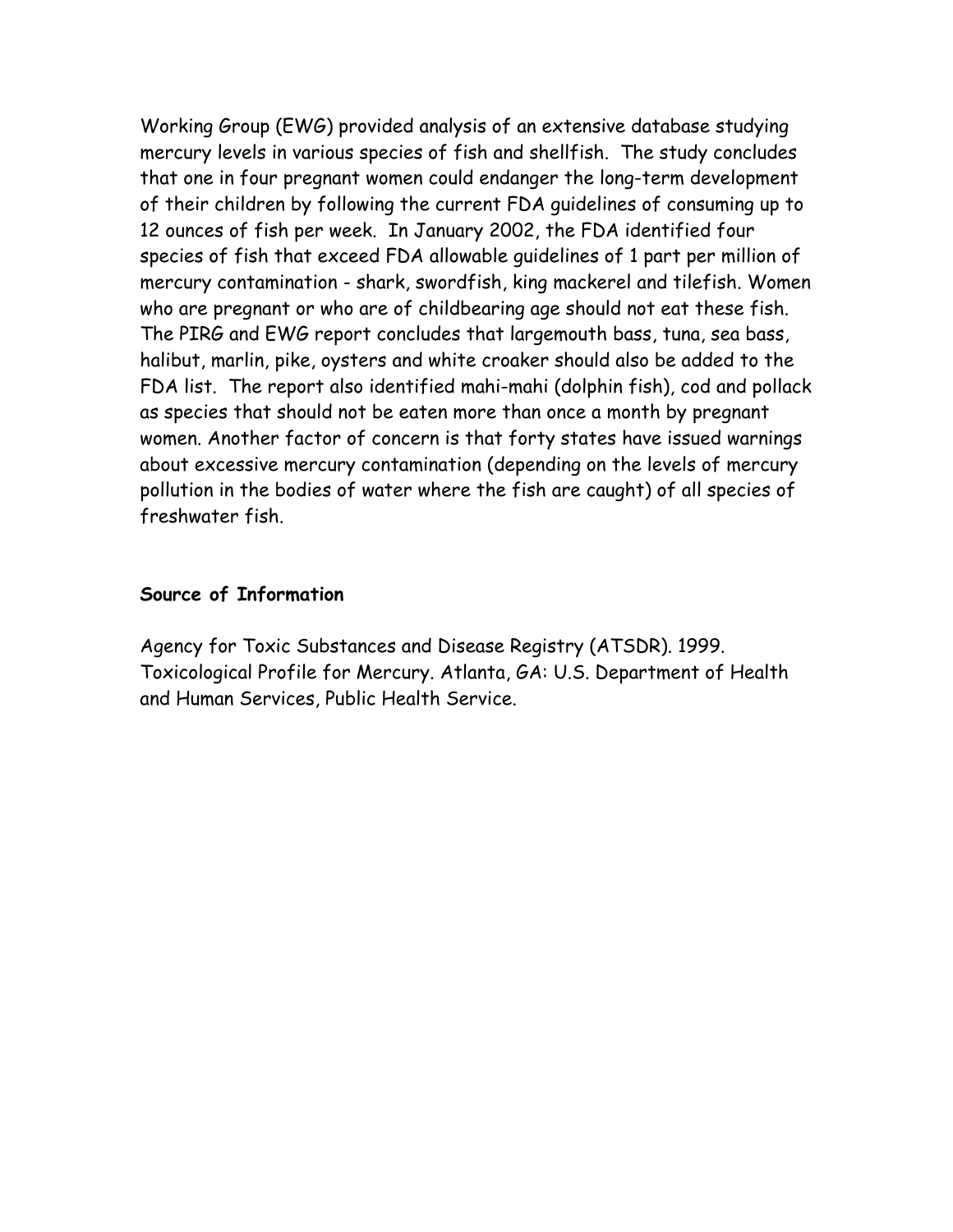Working Group (EWG) provided analysis of an extensive database studying mercury levels in various species of fish and shellfish. The study concludes that one in four pregnant women could endanger the long-term development of their children by following the current FDA guidelines of consuming up to 12 ounces of fish per week. In January 2002, the FDA identified four species of fish that exceed FDA allowable guidelines of 1 part per million of mercury contamination - shark, swordfish, king mackerel and tilefish. Women who are pregnant or who are of childbearing age should not eat these fish. The PIRG and EWG report concludes that largemouth bass, tuna, sea bass, halibut, marlin, pike, oysters and white croaker should also be added to the FDA list. The report also identified mahi-mahi (dolphin fish), cod and pollack as species that should not be eaten more than once a month by pregnant women. Another factor of concern is that forty states have issued warnings about excessive mercury contamination (depending on the levels of mercury pollution in the bodies of water where the fish are caught) of all species of freshwater fish.

**Source of Information**

Agency for Toxic Substances and Disease Registry (ATSDR). 1999. Toxicological Profile for Mercury. Atlanta, GA: U.S. Department of Health and Human Services, Public Health Service.